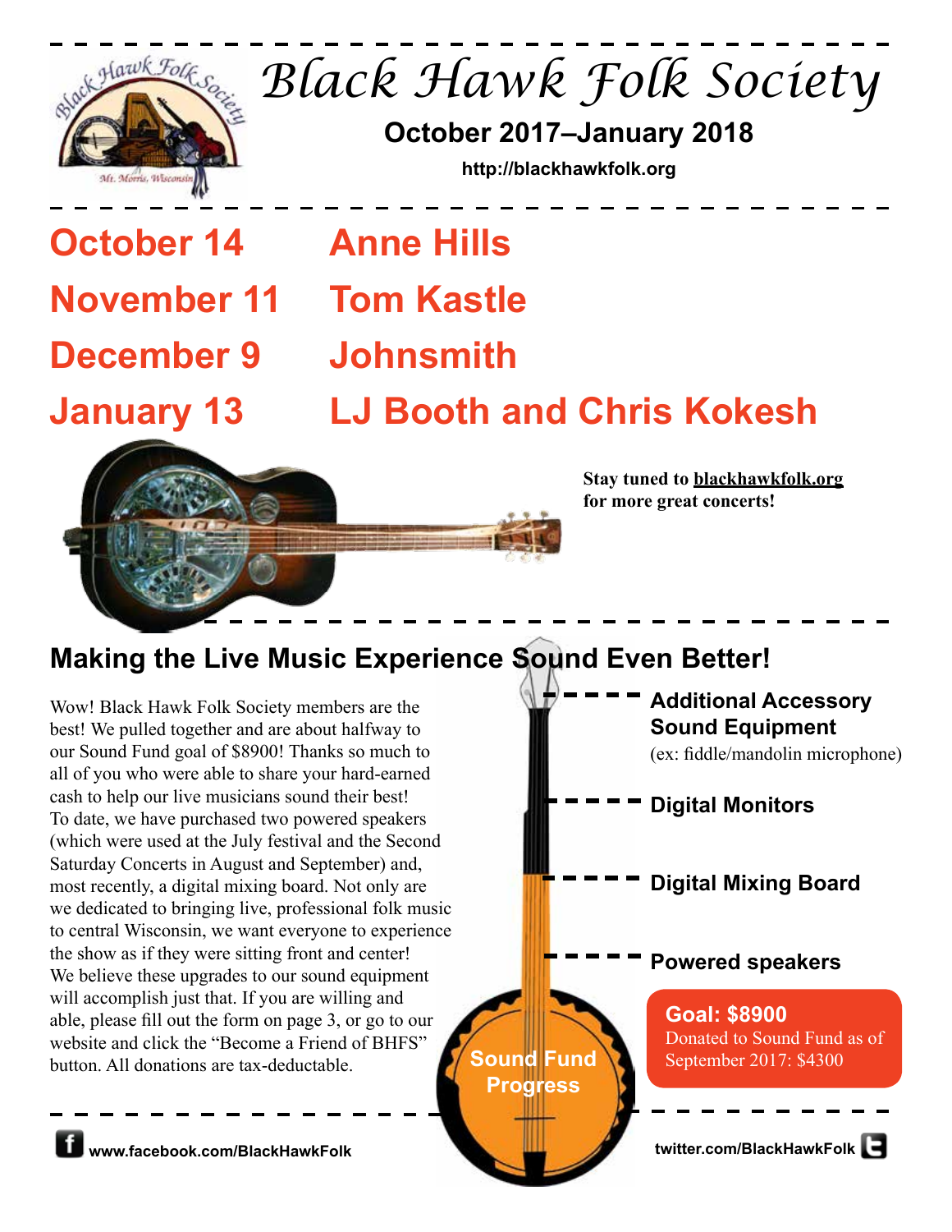# Black Hawk Folk Society

**October 2017–January 2018**

http://blackhawkfolk.org

| | |
|---|---|
| **October 14** | **Anne Hills** |
| **November 11** | **Tom Kastle** |
| **December 9** | **Johnsmith** |
| **January 13** | **LJ Booth and Chris Kokesh** |

**Stay tuned to blackhawkfolk.org for more great concerts!**

## Making the Live Music Experience Sound Even Better!

Wow! Black Hawk Folk Society members are the best! We pulled together and are about halfway to our Sound Fund goal of $8900! Thanks so much to all of you who were able to share your hard-earned cash to help our live musicians sound their best! To date, we have purchased two powered speakers (which were used at the July festival and the Second Saturday Concerts in August and September) and, most recently, a digital mixing board. Not only are we dedicated to bringing live, professional folk music to central Wisconsin, we want everyone to experience the show as if they were sitting front and center! We believe these upgrades to our sound equipment will accomplish just that. If you are willing and able, please fill out the form on page 3, or go to our website and click the "Become a Friend of BHFS" button. All donations are tax-deductable.

**Sound Fund Progress**

- **Additional Accessory Sound Equipment** (ex: fiddle/mandolin microphone)
- **Digital Monitors**
- **Digital Mixing Board**
- **Powered speakers**

**Goal: $8900**
Donated to Sound Fund as of September 2017: $4300

www.facebook.com/BlackHawkFolk

twitter.com/BlackHawkFolk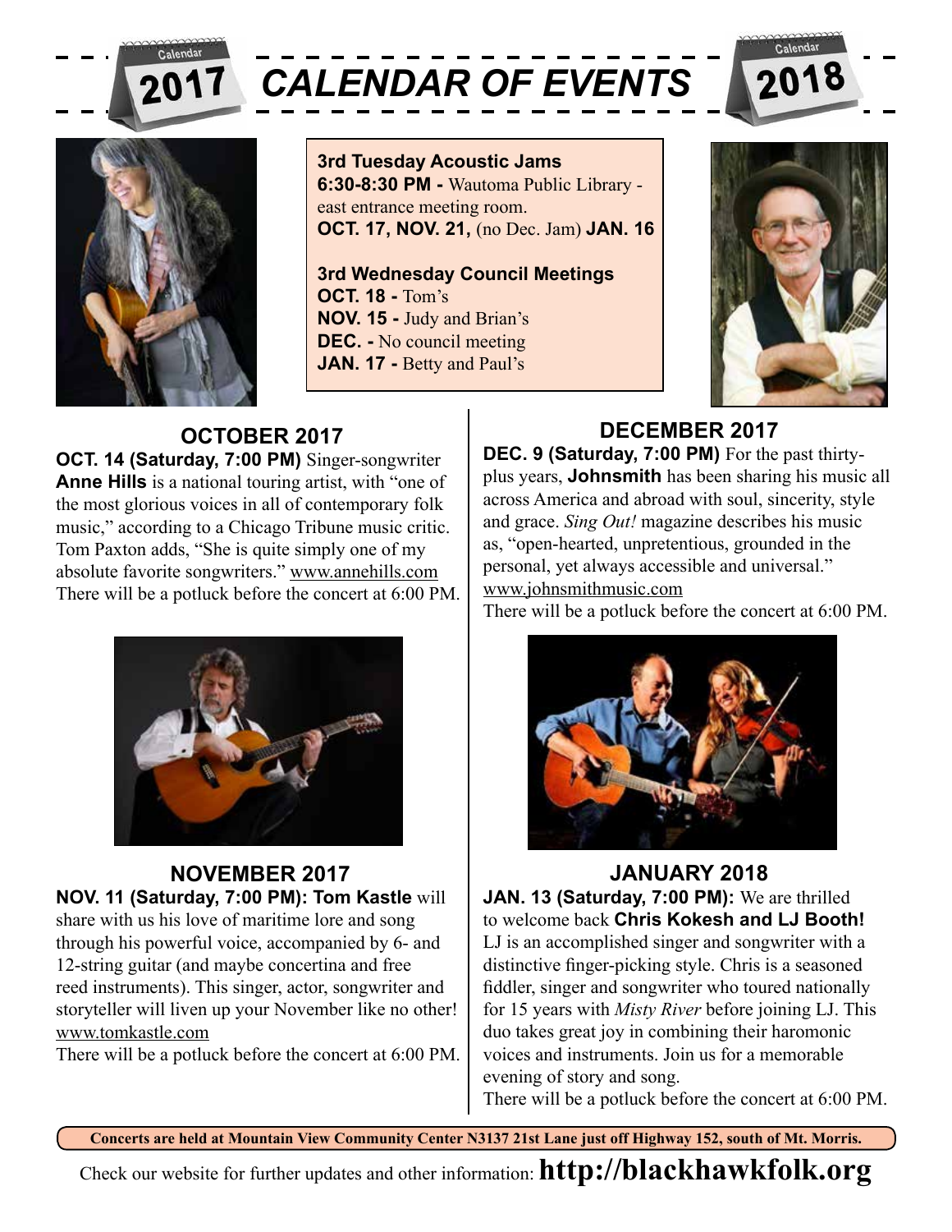# 2017 CALENDAR OF EVENTS 2018

**3rd Tuesday Acoustic Jams**
**6:30-8:30 PM -** Wautoma Public Library - east entrance meeting room.
**OCT. 17, NOV. 21,** (no Dec. Jam) **JAN. 16**

**3rd Wednesday Council Meetings**
**OCT. 18 -** Tom's
**NOV. 15 -** Judy and Brian's
**DEC. -** No council meeting
**JAN. 17 -** Betty and Paul's

## OCTOBER 2017

**OCT. 14 (Saturday, 7:00 PM)** Singer-songwriter **Anne Hills** is a national touring artist, with "one of the most glorious voices in all of contemporary folk music," according to a Chicago Tribune music critic. Tom Paxton adds, "She is quite simply one of my absolute favorite songwriters." www.annehills.com
There will be a potluck before the concert at 6:00 PM.

## NOVEMBER 2017

**NOV. 11 (Saturday, 7:00 PM): Tom Kastle** will share with us his love of maritime lore and song through his powerful voice, accompanied by 6- and 12-string guitar (and maybe concertina and free reed instruments). This singer, actor, songwriter and storyteller will liven up your November like no other! www.tomkastle.com
There will be a potluck before the concert at 6:00 PM.

## DECEMBER 2017

**DEC. 9 (Saturday, 7:00 PM)** For the past thirty-plus years, **Johnsmith** has been sharing his music all across America and abroad with soul, sincerity, style and grace. *Sing Out!* magazine describes his music as, "open-hearted, unpretentious, grounded in the personal, yet always accessible and universal." www.johnsmithmusic.com
There will be a potluck before the concert at 6:00 PM.

## JANUARY 2018

**JAN. 13 (Saturday, 7:00 PM):** We are thrilled to welcome back **Chris Kokesh and LJ Booth!** LJ is an accomplished singer and songwriter with a distinctive finger-picking style. Chris is a seasoned fiddler, singer and songwriter who toured nationally for 15 years with *Misty River* before joining LJ. This duo takes great joy in combining their haromonic voices and instruments. Join us for a memorable evening of story and song.
There will be a potluck before the concert at 6:00 PM.

**Concerts are held at Mountain View Community Center N3137 21st Lane just off Highway 152, south of Mt. Morris.**

Check our website for further updates and other information: **http://blackhawkfolk.org**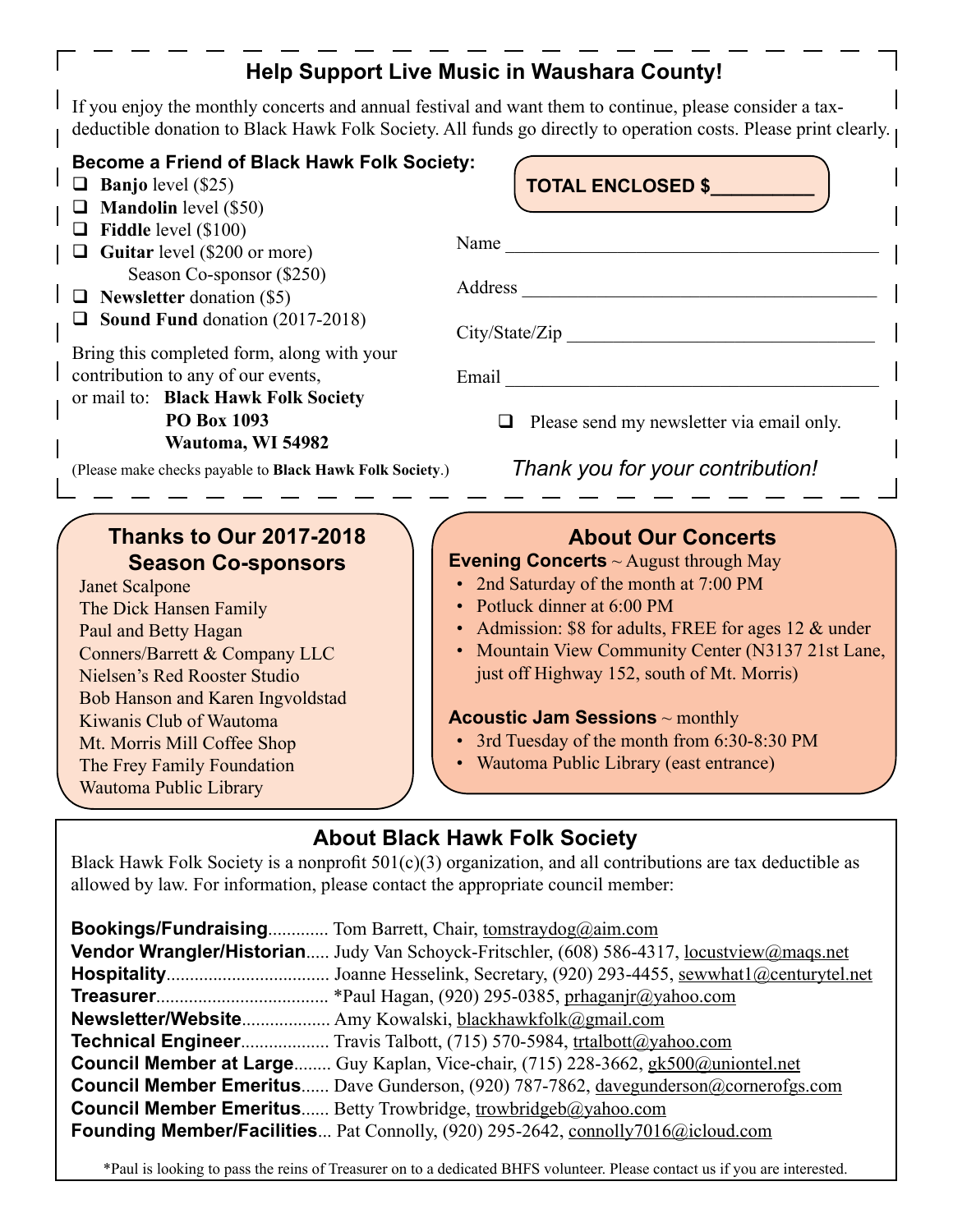## Help Support Live Music in Waushara County!

If you enjoy the monthly concerts and annual festival and want them to continue, please consider a tax-deductible donation to Black Hawk Folk Society. All funds go directly to operation costs. Please print clearly.

**Become a Friend of Black Hawk Folk Society:**

- ☐ **Banjo** level ($25)
- ☐ **Mandolin** level ($50)
- ☐ **Fiddle** level ($100)
- ☐ **Guitar** level ($200 or more)
  Season Co-sponsor ($250)
- ☐ **Newsletter** donation ($5)
- ☐ **Sound Fund** donation (2017-2018)

Bring this completed form, along with your contribution to any of our events, or mail to: **Black Hawk Folk Society**
**PO Box 1093**
**Wautoma, WI 54982**

(Please make checks payable to **Black Hawk Folk Society**.)

**TOTAL ENCLOSED $__________**

Name ________________________________________

Address ______________________________________

City/State/Zip _________________________________

Email ________________________________________

☐ Please send my newsletter via email only.

*Thank you for your contribution!*

## Thanks to Our 2017-2018 Season Co-sponsors

Janet Scalpone
The Dick Hansen Family
Paul and Betty Hagan
Conners/Barrett & Company LLC
Nielsen's Red Rooster Studio
Bob Hanson and Karen Ingvoldstad
Kiwanis Club of Wautoma
Mt. Morris Mill Coffee Shop
The Frey Family Foundation
Wautoma Public Library

## About Our Concerts

**Evening Concerts** ~ August through May

- 2nd Saturday of the month at 7:00 PM
- Potluck dinner at 6:00 PM
- Admission: $8 for adults, FREE for ages 12 & under
- Mountain View Community Center (N3137 21st Lane, just off Highway 152, south of Mt. Morris)

**Acoustic Jam Sessions** ~ monthly

- 3rd Tuesday of the month from 6:30-8:30 PM
- Wautoma Public Library (east entrance)

## About Black Hawk Folk Society

Black Hawk Folk Society is a nonprofit 501(c)(3) organization, and all contributions are tax deductible as allowed by law. For information, please contact the appropriate council member:

**Bookings/Fundraising**............. Tom Barrett, Chair, tomstraydog@aim.com
**Vendor Wrangler/Historian**..... Judy Van Schoyck-Fritschler, (608) 586-4317, locustview@maqs.net
**Hospitality**.................................. Joanne Hesselink, Secretary, (920) 293-4455, sewwhat1@centurytel.net
**Treasurer**.................................... *Paul Hagan, (920) 295-0385, prhaganjr@yahoo.com
**Newsletter/Website**.................. Amy Kowalski, blackhawkfolk@gmail.com
**Technical Engineer**.................. Travis Talbott, (715) 570-5984, trtalbott@yahoo.com
**Council Member at Large**........ Guy Kaplan, Vice-chair, (715) 228-3662, gk500@uniontel.net
**Council Member Emeritus**...... Dave Gunderson, (920) 787-7862, davegunderson@cornerofgs.com
**Council Member Emeritus**...... Betty Trowbridge, trowbridgeb@yahoo.com
**Founding Member/Facilities**... Pat Connolly, (920) 295-2642, connolly7016@icloud.com

*Paul is looking to pass the reins of Treasurer on to a dedicated BHFS volunteer. Please contact us if you are interested.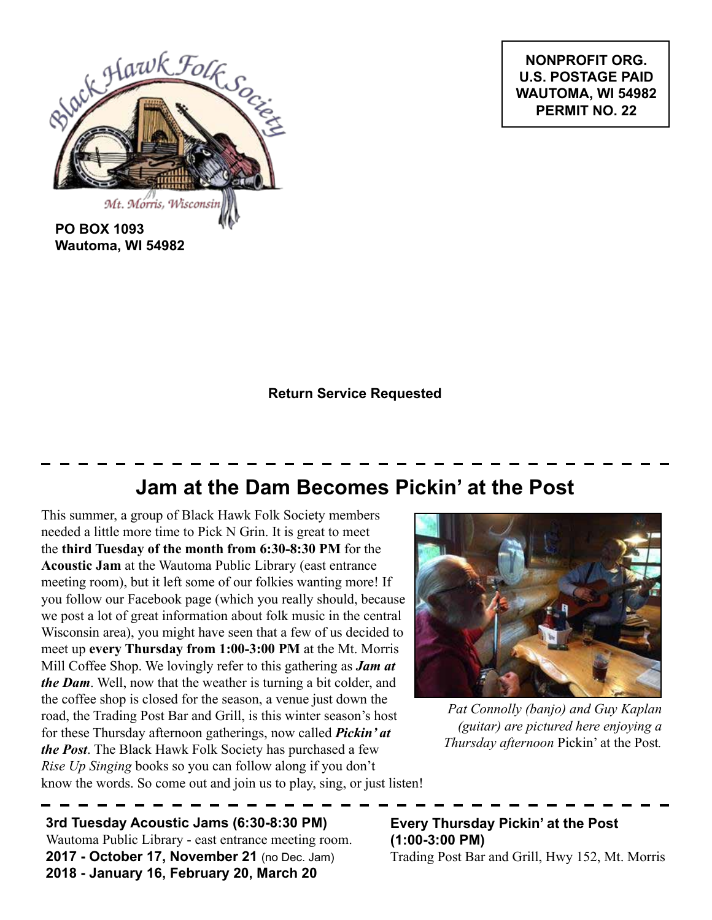PO BOX 1093
Wautoma, WI 54982

**NONPROFIT ORG.**
**U.S. POSTAGE PAID**
**WAUTOMA, WI 54982**
**PERMIT NO. 22**

**Return Service Requested**

## Jam at the Dam Becomes Pickin' at the Post

This summer, a group of Black Hawk Folk Society members needed a little more time to Pick N Grin. It is great to meet the **third Tuesday of the month from 6:30-8:30 PM** for the **Acoustic Jam** at the Wautoma Public Library (east entrance meeting room), but it left some of our folkies wanting more! If you follow our Facebook page (which you really should, because we post a lot of great information about folk music in the central Wisconsin area), you might have seen that a few of us decided to meet up **every Thursday from 1:00-3:00 PM** at the Mt. Morris Mill Coffee Shop. We lovingly refer to this gathering as ***Jam at the Dam***. Well, now that the weather is turning a bit colder, and the coffee shop is closed for the season, a venue just down the road, the Trading Post Bar and Grill, is this winter season's host for these Thursday afternoon gatherings, now called ***Pickin' at the Post***. The Black Hawk Folk Society has purchased a few *Rise Up Singing* books so you can follow along if you don't know the words. So come out and join us to play, sing, or just listen!

*Pat Connolly (banjo) and Guy Kaplan (guitar) are pictured here enjoying a Thursday afternoon* Pickin' at the Post*.*

**3rd Tuesday Acoustic Jams (6:30-8:30 PM)**
Wautoma Public Library - east entrance meeting room.
**2017 - October 17, November 21** (no Dec. Jam)
**2018 - January 16, February 20, March 20**

**Every Thursday Pickin' at the Post (1:00-3:00 PM)**
Trading Post Bar and Grill, Hwy 152, Mt. Morris